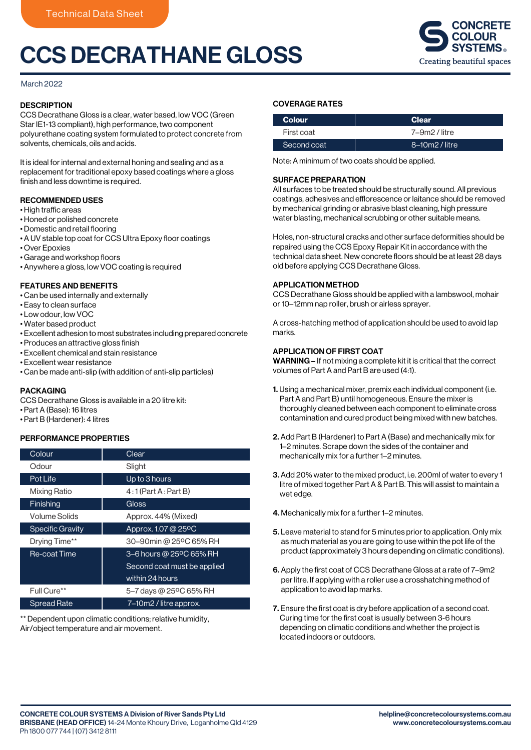Technical Data Sheet

# CCS DECRATHANE GLOSS

CONCRETE COLOUR SYSTEMS®
Creating beautiful spaces

March 2022

## DESCRIPTION

CCS Decrathane Gloss is a clear, water based, low VOC (Green Star IE1-13 compliant), high performance, two component polyurethane coating system formulated to protect concrete from solvents, chemicals, oils and acids.

It is ideal for internal and external honing and sealing and as a replacement for traditional epoxy based coatings where a gloss finish and less downtime is required.

## RECOMMENDED USES

- High traffic areas
- Honed or polished concrete
- Domestic and retail flooring
- A UV stable top coat for CCS Ultra Epoxy floor coatings
- Over Epoxies
- Garage and workshop floors
- Anywhere a gloss, low VOC coating is required

## FEATURES AND BENEFITS

- Can be used internally and externally
- Easy to clean surface
- Low odour, low VOC
- Water based product
- Excellent adhesion to most substrates including prepared concrete
- Produces an attractive gloss finish
- Excellent chemical and stain resistance
- Excellent wear resistance
- Can be made anti-slip (with addition of anti-slip particles)

## PACKAGING

CCS Decrathane Gloss is available in a 20 litre kit:
- Part A (Base): 16 litres
- Part B (Hardener): 4 litres

## PERFORMANCE PROPERTIES

| Colour | Clear |
|---|---|
| Odour | Slight |
| Pot Life | Up to 3 hours |
| Mixing Ratio | 4 : 1 (Part A : Part B) |
| Finishing | Gloss |
| Volume Solids | Approx. 44% (Mixed) |
| Specific Gravity | Approx. 1.07 @ 25ºC |
| Drying Time** | 30–90min @ 25ºC 65% RH |
| Re-coat Time | 3–6 hours @ 25ºC 65% RH Second coat must be applied within 24 hours |
| Full Cure** | 5–7 days @ 25ºC 65% RH |
| Spread Rate | 7–10m2 / litre approx. |

** Dependent upon climatic conditions; relative humidity, Air/object temperature and air movement.

## COVERAGE RATES

| Colour | Clear |
|---|---|
| First coat | 7–9m2 / litre |
| Second coat | 8–10m2 / litre |

Note: A minimum of two coats should be applied.

## SURFACE PREPARATION

All surfaces to be treated should be structurally sound. All previous coatings, adhesives and efflorescence or laitance should be removed by mechanical grinding or abrasive blast cleaning, high pressure water blasting, mechanical scrubbing or other suitable means.

Holes, non-structural cracks and other surface deformities should be repaired using the CCS Epoxy Repair Kit in accordance with the technical data sheet. New concrete floors should be at least 28 days old before applying CCS Decrathane Gloss.

## APPLICATION METHOD

CCS Decrathane Gloss should be applied with a lambswool, mohair or 10–12mm nap roller, brush or airless sprayer.

A cross-hatching method of application should be used to avoid lap marks.

## APPLICATION OF FIRST COAT

**WARNING –** If not mixing a complete kit it is critical that the correct volumes of Part A and Part B are used (4:1).

1. Using a mechanical mixer, premix each individual component (i.e. Part A and Part B) until homogeneous. Ensure the mixer is thoroughly cleaned between each component to eliminate cross contamination and cured product being mixed with new batches.
2. Add Part B (Hardener) to Part A (Base) and mechanically mix for 1–2 minutes. Scrape down the sides of the container and mechanically mix for a further 1–2 minutes.
3. Add 20% water to the mixed product, i.e. 200ml of water to every 1 litre of mixed together Part A & Part B. This will assist to maintain a wet edge.
4. Mechanically mix for a further 1–2 minutes.
5. Leave material to stand for 5 minutes prior to application. Only mix as much material as you are going to use within the pot life of the product (approximately 3 hours depending on climatic conditions).
6. Apply the first coat of CCS Decrathane Gloss at a rate of 7–9m2 per litre. If applying with a roller use a crosshatching method of application to avoid lap marks.
7. Ensure the first coat is dry before application of a second coat. Curing time for the first coat is usually between 3-6 hours depending on climatic conditions and whether the project is located indoors or outdoors.

**CONCRETE COLOUR SYSTEMS A Division of River Sands Pty Ltd**
**BRISBANE (HEAD OFFICE)** 14-24 Monte Khoury Drive, Loganholme Qld 4129
Ph 1800 077 744 | (07) 3412 8111

**helpline@concretecoloursystems.com.au**
**www.concretecoloursystems.com.au**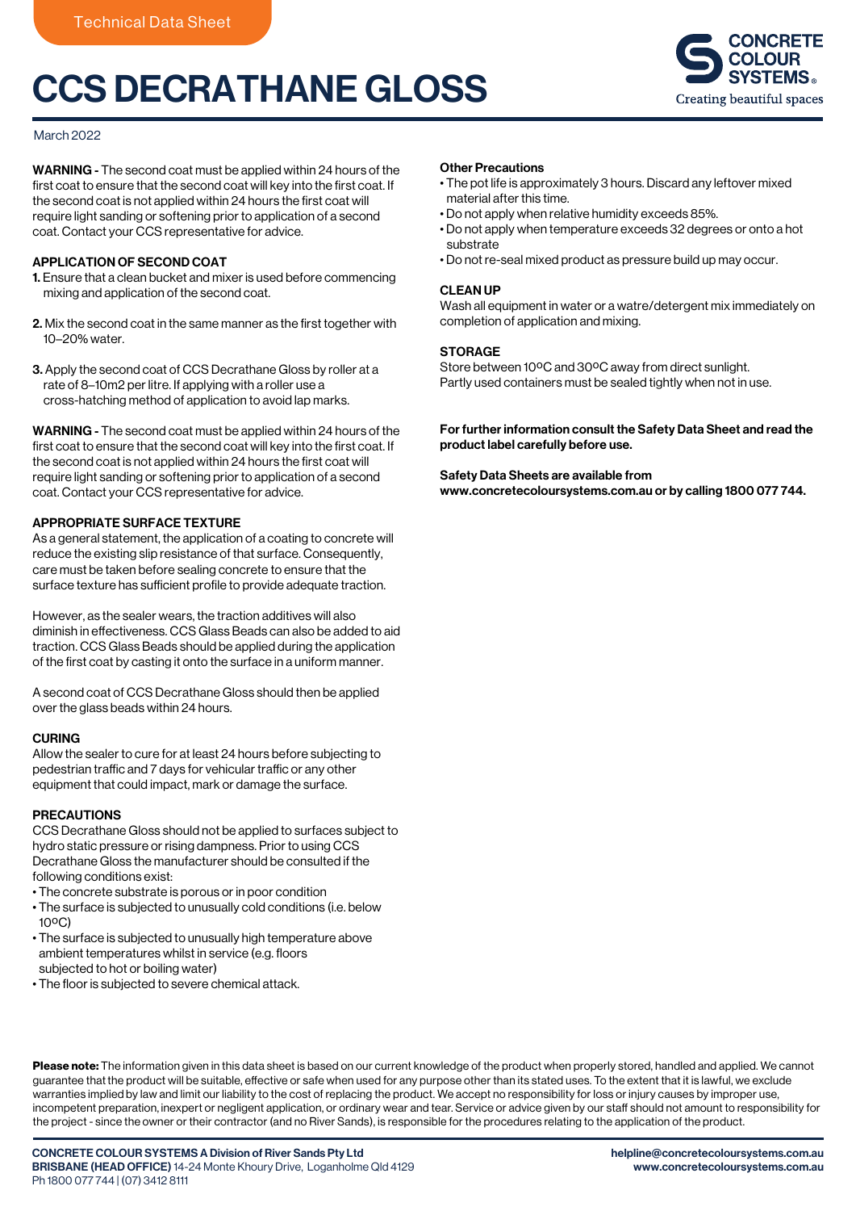# CCS DECRATHANE GLOSS

March 2022

**WARNING -** The second coat must be applied within 24 hours of the first coat to ensure that the second coat will key into the first coat. If the second coat is not applied within 24 hours the first coat will require light sanding or softening prior to application of a second coat. Contact your CCS representative for advice.

**APPLICATION OF SECOND COAT**

1. Ensure that a clean bucket and mixer is used before commencing mixing and application of the second coat.

2. Mix the second coat in the same manner as the first together with 10–20% water.

3. Apply the second coat of CCS Decrathane Gloss by roller at a rate of 8–10m2 per litre. If applying with a roller use a cross-hatching method of application to avoid lap marks.

**WARNING -** The second coat must be applied within 24 hours of the first coat to ensure that the second coat will key into the first coat. If the second coat is not applied within 24 hours the first coat will require light sanding or softening prior to application of a second coat. Contact your CCS representative for advice.

**APPROPRIATE SURFACE TEXTURE**

As a general statement, the application of a coating to concrete will reduce the existing slip resistance of that surface. Consequently, care must be taken before sealing concrete to ensure that the surface texture has sufficient profile to provide adequate traction.

However, as the sealer wears, the traction additives will also diminish in effectiveness. CCS Glass Beads can also be added to aid traction. CCS Glass Beads should be applied during the application of the first coat by casting it onto the surface in a uniform manner.

A second coat of CCS Decrathane Gloss should then be applied over the glass beads within 24 hours.

**CURING**

Allow the sealer to cure for at least 24 hours before subjecting to pedestrian traffic and 7 days for vehicular traffic or any other equipment that could impact, mark or damage the surface.

**PRECAUTIONS**

CCS Decrathane Gloss should not be applied to surfaces subject to hydro static pressure or rising dampness. Prior to using CCS Decrathane Gloss the manufacturer should be consulted if the following conditions exist:

- The concrete substrate is porous or in poor condition
- The surface is subjected to unusually cold conditions (i.e. below 10ºC)
- The surface is subjected to unusually high temperature above ambient temperatures whilst in service (e.g. floors subjected to hot or boiling water)
- The floor is subjected to severe chemical attack.

**Other Precautions**

- The pot life is approximately 3 hours. Discard any leftover mixed material after this time.
- Do not apply when relative humidity exceeds 85%.
- Do not apply when temperature exceeds 32 degrees or onto a hot substrate
- Do not re-seal mixed product as pressure build up may occur.

**CLEAN UP**

Wash all equipment in water or a watre/detergent mix immediately on completion of application and mixing.

**STORAGE**

Store between 10ºC and 30ºC away from direct sunlight.
Partly used containers must be sealed tightly when not in use.

**For further information consult the Safety Data Sheet and read the product label carefully before use.**

**Safety Data Sheets are available from www.concretecoloursystems.com.au or by calling 1800 077 744.**

**Please note:** The information given in this data sheet is based on our current knowledge of the product when properly stored, handled and applied. We cannot guarantee that the product will be suitable, effective or safe when used for any purpose other than its stated uses. To the extent that it is lawful, we exclude warranties implied by law and limit our liability to the cost of replacing the product. We accept no responsibility for loss or injury causes by improper use, incompetent preparation, inexpert or negligent application, or ordinary wear and tear. Service or advice given by our staff should not amount to responsibility for the project - since the owner or their contractor (and no River Sands), is responsible for the procedures relating to the application of the product.

**CONCRETE COLOUR SYSTEMS A Division of River Sands Pty Ltd**
**BRISBANE (HEAD OFFICE)** 14-24 Monte Khoury Drive, Loganholme Qld 4129
Ph 1800 077 744 | (07) 3412 8111

**helpline@concretecoloursystems.com.au**
**www.concretecoloursystems.com.au**